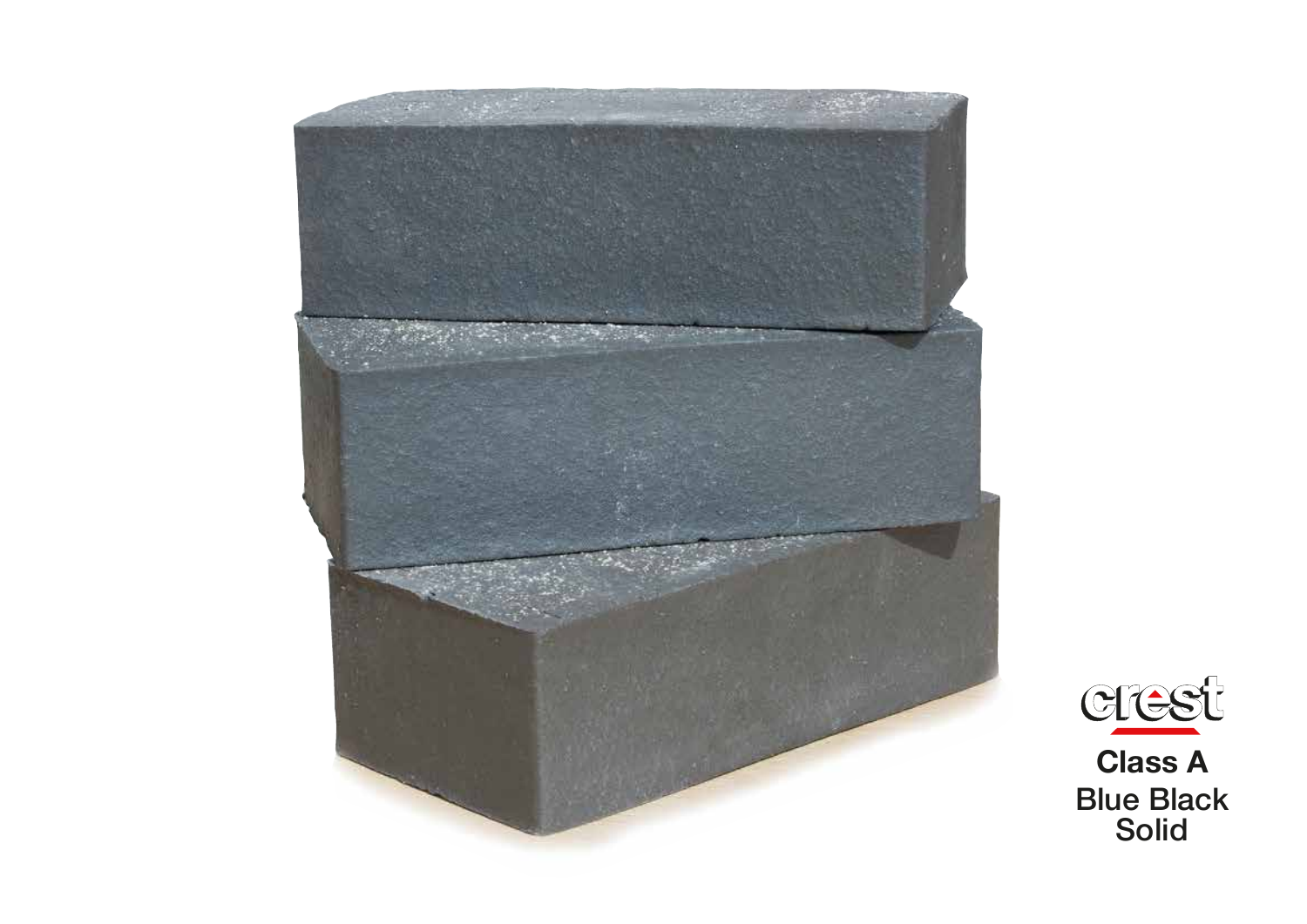crest

**Class A**
**Blue Black**
**Solid**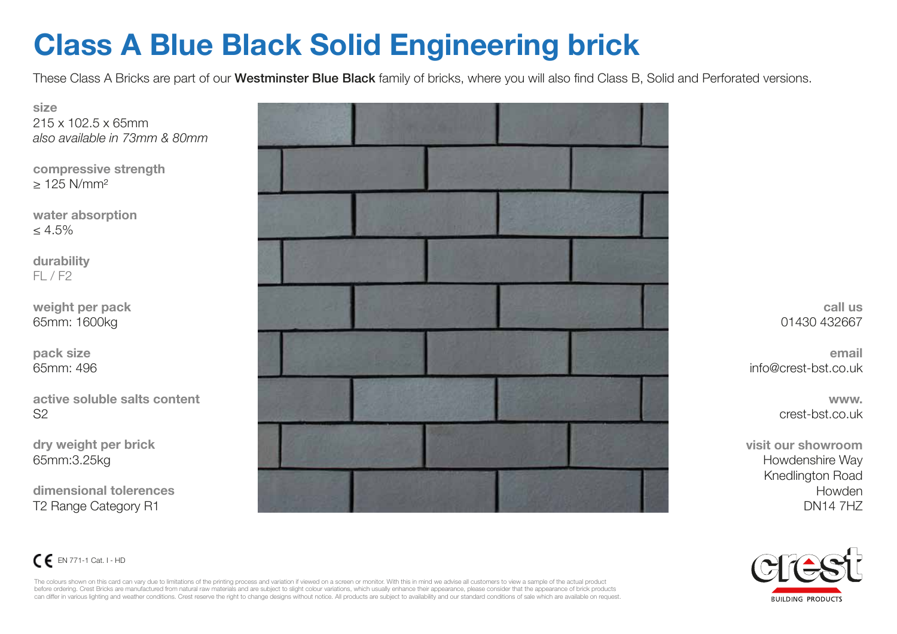# Class A Blue Black Solid Engineering brick

These Class A Bricks are part of our **Westminster Blue Black** family of bricks, where you will also find Class B, Solid and Perforated versions.

**size**
215 x 102.5 x 65mm
*also available in 73mm & 80mm*

**compressive strength**
≥ 125 N/mm²

**water absorption**
≤ 4.5%

**durability**
FL / F2

**weight per pack**
65mm: 1600kg

**pack size**
65mm: 496

**active soluble salts content**
S2

**dry weight per brick**
65mm:3.25kg

**dimensional tolerences**
T2 Range Category R1

**call us**
01430 432667

**email**
info@crest-bst.co.uk

**www.**
crest-bst.co.uk

**visit our showroom**
Howdenshire Way
Knedlington Road
Howden
DN14 7HZ

CE EN 771-1 Cat. I - HD

The colours shown on this card can vary due to limitations of the printing process and variation if viewed on a screen or monitor. With this in mind we advise all customers to view a sample of the actual product before ordering. Crest Bricks are manufactured from natural raw materials and are subject to slight colour variations, which usually enhance their appearance, please consider that the appearance of brick products can differ in various lighting and weather conditions. Crest reserve the right to change designs without notice. All products are subject to availability and our standard conditions of sale which are available on request.

crest BUILDING PRODUCTS